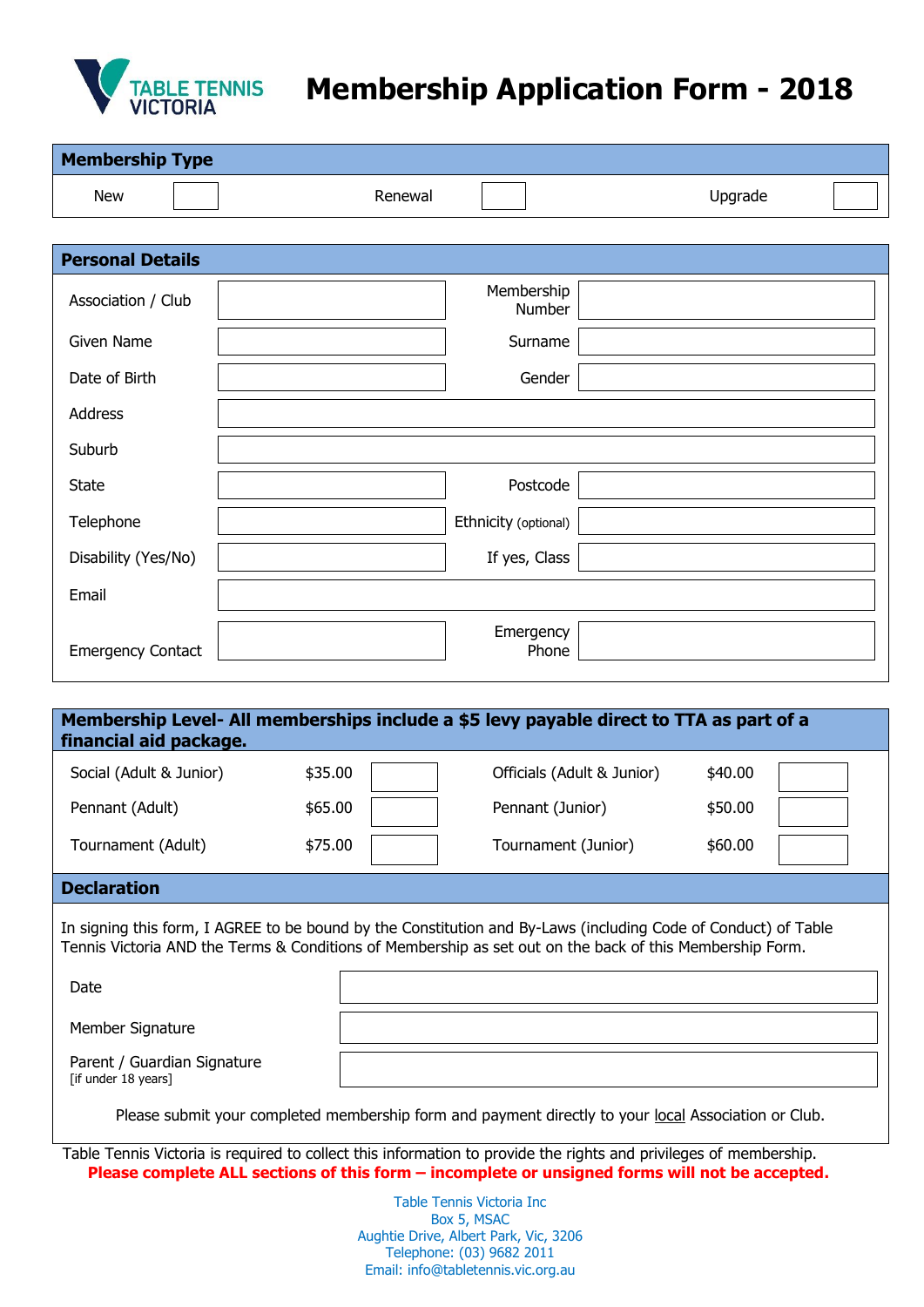TABLE TENNIS VICTORIA

# Membership Application Form - 2018

## Membership Type

| New | | Renewal | | Upgrade | |
|---|---|---|---|---|---|

## Personal Details

| | | | |
|---|---|---|---|
| Association / Club | | Membership Number | |
| Given Name | | Surname | |
| Date of Birth | | Gender | |
| Address | | | |
| Suburb | | | |
| State | | Postcode | |
| Telephone | | Ethnicity (optional) | |
| Disability (Yes/No) | | If yes, Class | |
| Email | | | |
| Emergency Contact | | Emergency Phone | |

## Membership Level- All memberships include a $5 levy payable direct to TTA as part of a financial aid package.

| | | | | | |
|---|---|---|---|---|---|
| Social (Adult & Junior) | $35.00 | | Officials (Adult & Junior) | $40.00 | |
| Pennant (Adult) | $65.00 | | Pennant (Junior) | $50.00 | |
| Tournament (Adult) | $75.00 | | Tournament (Junior) | $60.00 | |

## Declaration

In signing this form, I AGREE to be bound by the Constitution and By-Laws (including Code of Conduct) of Table Tennis Victoria AND the Terms & Conditions of Membership as set out on the back of this Membership Form.

| | |
|---|---|
| Date | |
| Member Signature | |
| Parent / Guardian Signature [if under 18 years] | |

Please submit your completed membership form and payment directly to your local Association or Club.

Table Tennis Victoria is required to collect this information to provide the rights and privileges of membership.

**Please complete ALL sections of this form – incomplete or unsigned forms will not be accepted.**

Table Tennis Victoria Inc
Box 5, MSAC
Aughtie Drive, Albert Park, Vic, 3206
Telephone: (03) 9682 2011
Email: info@tabletennis.vic.org.au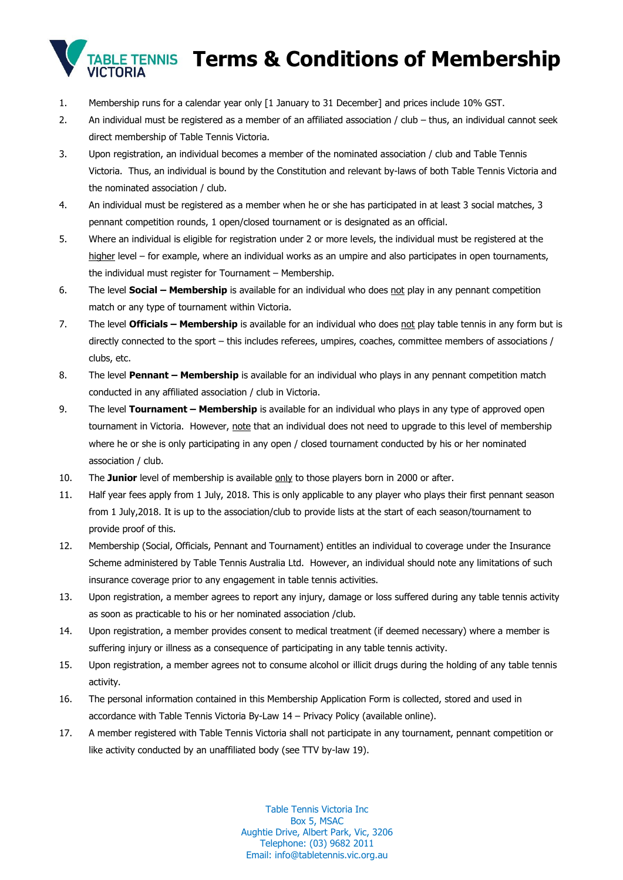# Terms & Conditions of Membership

TABLE TENNIS VICTORIA

1. Membership runs for a calendar year only [1 January to 31 December] and prices include 10% GST.
2. An individual must be registered as a member of an affiliated association / club – thus, an individual cannot seek direct membership of Table Tennis Victoria.
3. Upon registration, an individual becomes a member of the nominated association / club and Table Tennis Victoria. Thus, an individual is bound by the Constitution and relevant by-laws of both Table Tennis Victoria and the nominated association / club.
4. An individual must be registered as a member when he or she has participated in at least 3 social matches, 3 pennant competition rounds, 1 open/closed tournament or is designated as an official.
5. Where an individual is eligible for registration under 2 or more levels, the individual must be registered at the higher level – for example, where an individual works as an umpire and also participates in open tournaments, the individual must register for Tournament – Membership.
6. The level **Social – Membership** is available for an individual who does not play in any pennant competition match or any type of tournament within Victoria.
7. The level **Officials – Membership** is available for an individual who does not play table tennis in any form but is directly connected to the sport – this includes referees, umpires, coaches, committee members of associations / clubs, etc.
8. The level **Pennant – Membership** is available for an individual who plays in any pennant competition match conducted in any affiliated association / club in Victoria.
9. The level **Tournament – Membership** is available for an individual who plays in any type of approved open tournament in Victoria. However, note that an individual does not need to upgrade to this level of membership where he or she is only participating in any open / closed tournament conducted by his or her nominated association / club.
10. The **Junior** level of membership is available only to those players born in 2000 or after.
11. Half year fees apply from 1 July, 2018. This is only applicable to any player who plays their first pennant season from 1 July,2018. It is up to the association/club to provide lists at the start of each season/tournament to provide proof of this.
12. Membership (Social, Officials, Pennant and Tournament) entitles an individual to coverage under the Insurance Scheme administered by Table Tennis Australia Ltd. However, an individual should note any limitations of such insurance coverage prior to any engagement in table tennis activities.
13. Upon registration, a member agrees to report any injury, damage or loss suffered during any table tennis activity as soon as practicable to his or her nominated association /club.
14. Upon registration, a member provides consent to medical treatment (if deemed necessary) where a member is suffering injury or illness as a consequence of participating in any table tennis activity.
15. Upon registration, a member agrees not to consume alcohol or illicit drugs during the holding of any table tennis activity.
16. The personal information contained in this Membership Application Form is collected, stored and used in accordance with Table Tennis Victoria By-Law 14 – Privacy Policy (available online).
17. A member registered with Table Tennis Victoria shall not participate in any tournament, pennant competition or like activity conducted by an unaffiliated body (see TTV by-law 19).

Table Tennis Victoria Inc
Box 5, MSAC
Aughtie Drive, Albert Park, Vic, 3206
Telephone: (03) 9682 2011
Email: info@tabletennis.vic.org.au